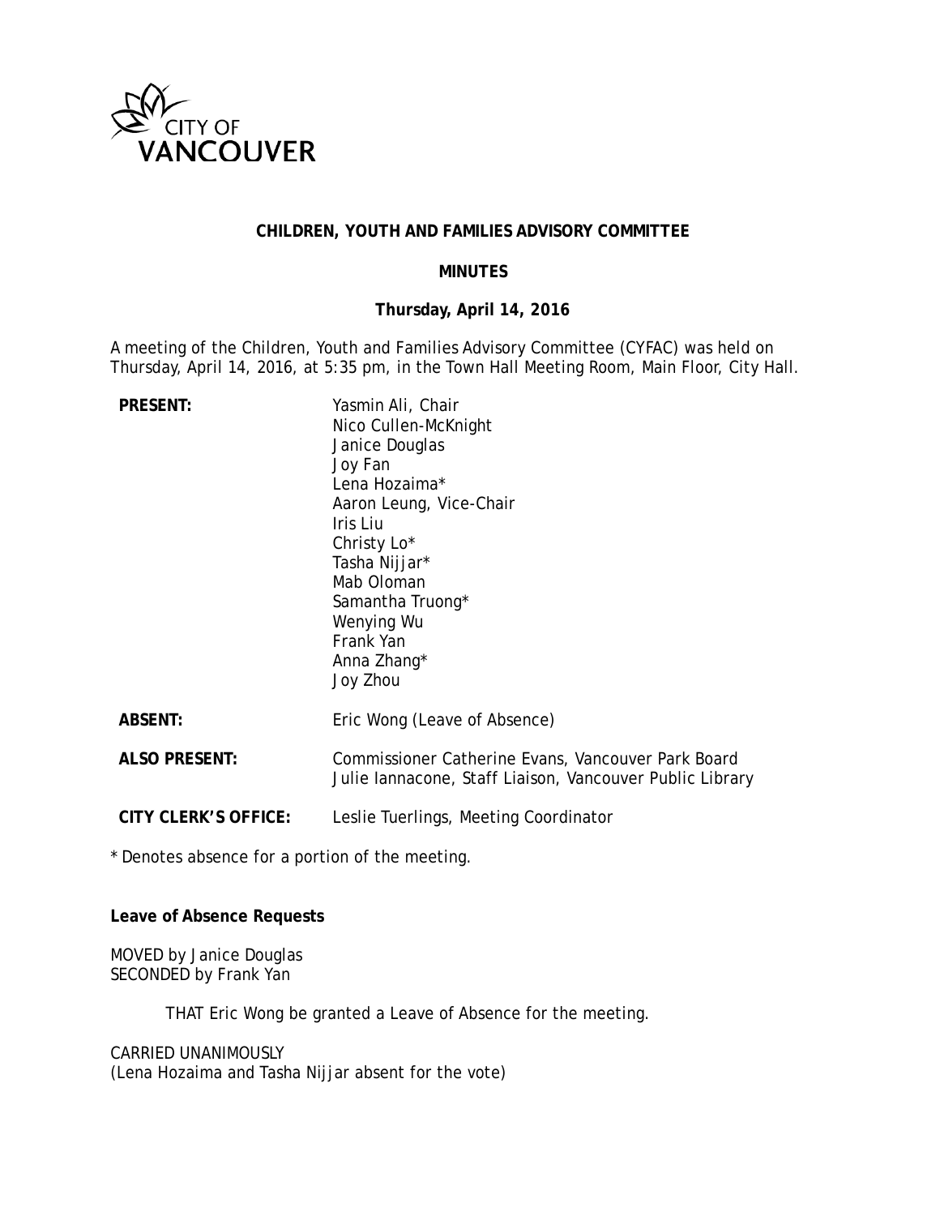CITY OF VANCOUVER

# CHILDREN, YOUTH AND FAMILIES ADVISORY COMMITTEE

## MINUTES

### Thursday, April 14, 2016

A meeting of the Children, Youth and Families Advisory Committee (CYFAC) was held on Thursday, April 14, 2016, at 5:35 pm, in the Town Hall Meeting Room, Main Floor, City Hall.

| | |
|---|---|
| **PRESENT:** | Yasmin Ali, Chair<br>Nico Cullen-McKnight<br>Janice Douglas<br>Joy Fan<br>Lena Hozaima*<br>Aaron Leung, Vice-Chair<br>Iris Liu<br>Christy Lo*<br>Tasha Nijjar*<br>Mab Oloman<br>Samantha Truong*<br>Wenying Wu<br>Frank Yan<br>Anna Zhang*<br>Joy Zhou |
| **ABSENT:** | Eric Wong (Leave of Absence) |
| **ALSO PRESENT:** | Commissioner Catherine Evans, Vancouver Park Board<br>Julie Iannacone, Staff Liaison, Vancouver Public Library |
| **CITY CLERK'S OFFICE:** | Leslie Tuerlings, Meeting Coordinator |

\* Denotes absence for a portion of the meeting.

**Leave of Absence Requests**

MOVED by Janice Douglas
SECONDED by Frank Yan

> THAT Eric Wong be granted a Leave of Absence for the meeting.

CARRIED UNANIMOUSLY
(Lena Hozaima and Tasha Nijjar absent for the vote)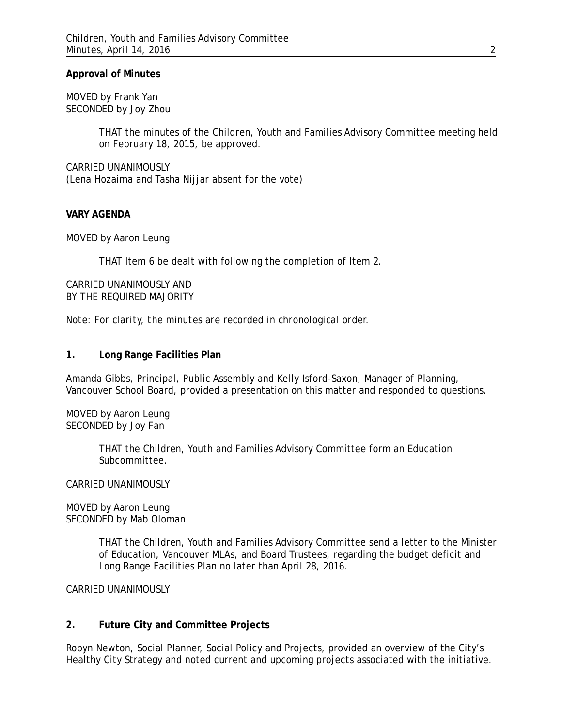**Approval of Minutes**

MOVED by Frank Yan
SECONDED by Joy Zhou

> THAT the minutes of the Children, Youth and Families Advisory Committee meeting held on February 18, 2015, be approved.

CARRIED UNANIMOUSLY
(Lena Hozaima and Tasha Nijjar absent for the vote)

**VARY AGENDA**

MOVED by Aaron Leung

> THAT Item 6 be dealt with following the completion of Item 2.

CARRIED UNANIMOUSLY AND
BY THE REQUIRED MAJORITY

*Note: For clarity, the minutes are recorded in chronological order.*

**1. Long Range Facilities Plan**

Amanda Gibbs, Principal, Public Assembly and Kelly Isford-Saxon, Manager of Planning, Vancouver School Board, provided a presentation on this matter and responded to questions.

MOVED by Aaron Leung
SECONDED by Joy Fan

> THAT the Children, Youth and Families Advisory Committee form an Education Subcommittee.

CARRIED UNANIMOUSLY

MOVED by Aaron Leung
SECONDED by Mab Oloman

> THAT the Children, Youth and Families Advisory Committee send a letter to the Minister of Education, Vancouver MLAs, and Board Trustees, regarding the budget deficit and Long Range Facilities Plan no later than April 28, 2016.

CARRIED UNANIMOUSLY

**2. Future City and Committee Projects**

Robyn Newton, Social Planner, Social Policy and Projects, provided an overview of the City's Healthy City Strategy and noted current and upcoming projects associated with the initiative.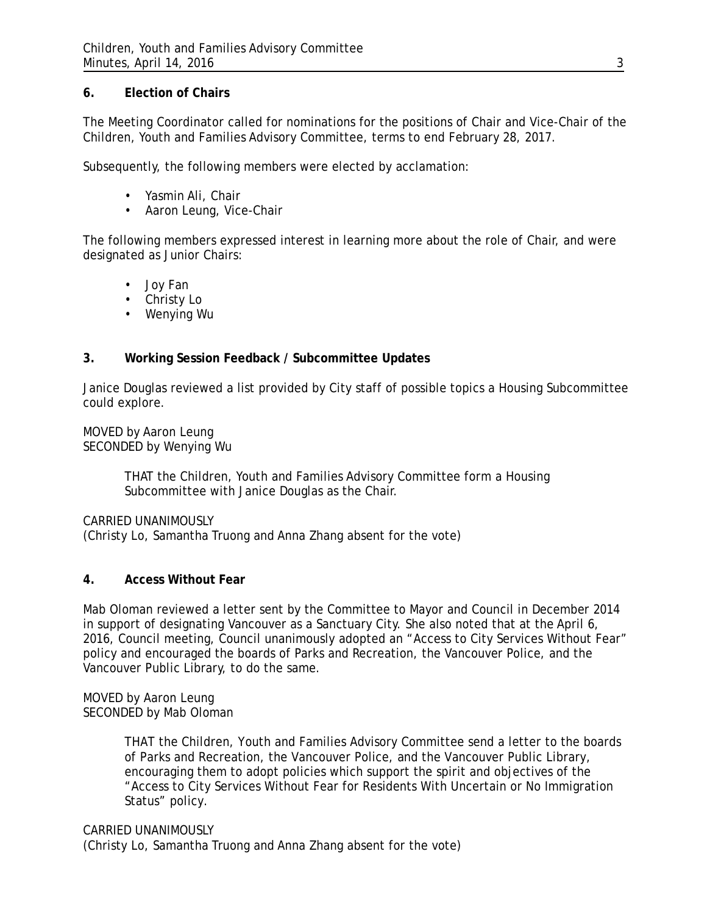**6. Election of Chairs**

The Meeting Coordinator called for nominations for the positions of Chair and Vice-Chair of the Children, Youth and Families Advisory Committee, terms to end February 28, 2017.

Subsequently, the following members were elected by acclamation:

- Yasmin Ali, Chair
- Aaron Leung, Vice-Chair

The following members expressed interest in learning more about the role of Chair, and were designated as Junior Chairs:

- Joy Fan
- Christy Lo
- Wenying Wu

**3. Working Session Feedback / Subcommittee Updates**

Janice Douglas reviewed a list provided by City staff of possible topics a Housing Subcommittee could explore.

MOVED by Aaron Leung
SECONDED by Wenying Wu

> THAT the Children, Youth and Families Advisory Committee form a Housing Subcommittee with Janice Douglas as the Chair.

CARRIED UNANIMOUSLY
(Christy Lo, Samantha Truong and Anna Zhang absent for the vote)

**4. Access Without Fear**

Mab Oloman reviewed a letter sent by the Committee to Mayor and Council in December 2014 in support of designating Vancouver as a Sanctuary City. She also noted that at the April 6, 2016, Council meeting, Council unanimously adopted an "Access to City Services Without Fear" policy and encouraged the boards of Parks and Recreation, the Vancouver Police, and the Vancouver Public Library, to do the same.

MOVED by Aaron Leung
SECONDED by Mab Oloman

> THAT the Children, Youth and Families Advisory Committee send a letter to the boards of Parks and Recreation, the Vancouver Police, and the Vancouver Public Library, encouraging them to adopt policies which support the spirit and objectives of the "Access to City Services Without Fear for Residents With Uncertain or No Immigration Status" policy.

CARRIED UNANIMOUSLY
(Christy Lo, Samantha Truong and Anna Zhang absent for the vote)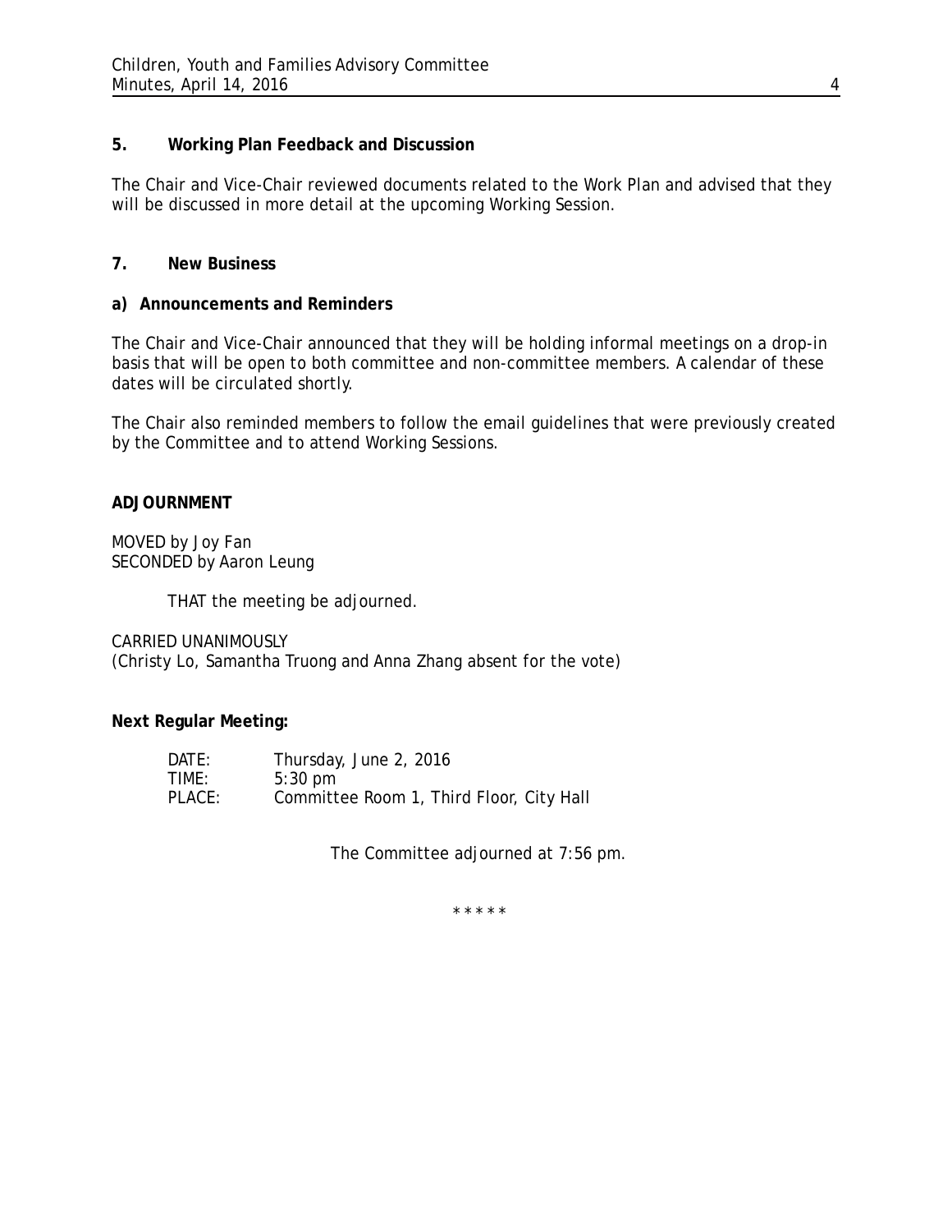### 5. Working Plan Feedback and Discussion

The Chair and Vice-Chair reviewed documents related to the Work Plan and advised that they will be discussed in more detail at the upcoming Working Session.

### 7. New Business

**a) Announcements and Reminders**

The Chair and Vice-Chair announced that they will be holding informal meetings on a drop-in basis that will be open to both committee and non-committee members. A calendar of these dates will be circulated shortly.

The Chair also reminded members to follow the email guidelines that were previously created by the Committee and to attend Working Sessions.

**ADJOURNMENT**

MOVED by Joy Fan
SECONDED by Aaron Leung

THAT the meeting be adjourned.

CARRIED UNANIMOUSLY
(Christy Lo, Samantha Truong and Anna Zhang absent for the vote)

**Next Regular Meeting:**

DATE: Thursday, June 2, 2016
TIME: 5:30 pm
PLACE: Committee Room 1, Third Floor, City Hall

The Committee adjourned at 7:56 pm.

\* \* \* \* \*